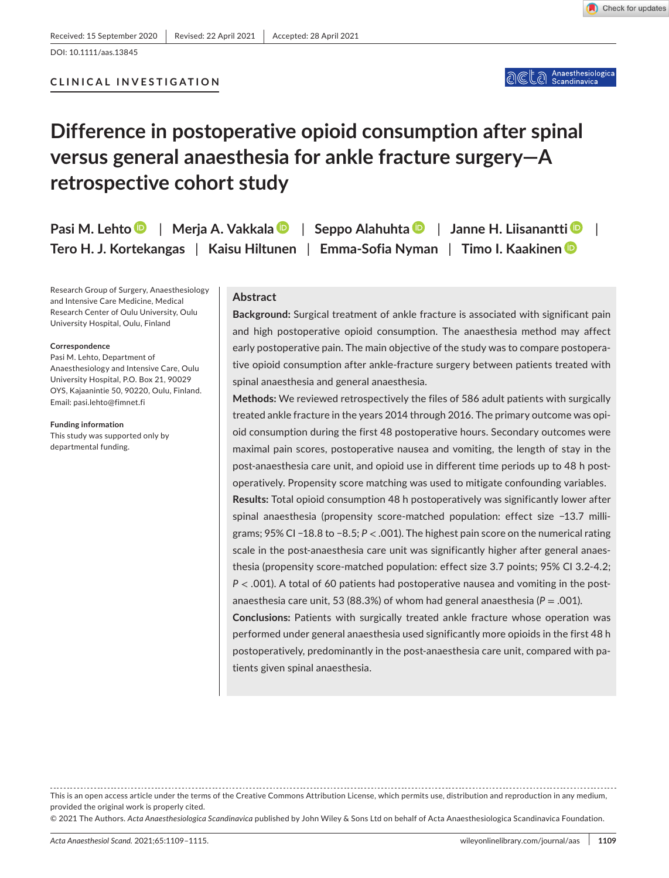Received: 15 September 2020 | Revised: 22 April 2021 | Accepted: 28 April 2021

DOI: 10.1111/aas.13845

CLINICAL INVESTIGATION

# Difference in postoperative opioid consumption after spinal versus general anaesthesia for ankle fracture surgery—A retrospective cohort study

**Pasi M. Lehto** | **Merja A. Vakkala** | **Seppo Alahuhta** | **Janne H. Liisanantti** | **Tero H. J. Kortekangas** | **Kaisu Hiltunen** | **Emma-Sofia Nyman** | **Timo I. Kaakinen**

Research Group of Surgery, Anaesthesiology and Intensive Care Medicine, Medical Research Center of Oulu University, Oulu University Hospital, Oulu, Finland

**Correspondence**
Pasi M. Lehto, Department of Anaesthesiology and Intensive Care, Oulu University Hospital, P.O. Box 21, 90029 OYS, Kajaanintie 50, 90220, Oulu, Finland.
Email: pasi.lehto@fimnet.fi

**Funding information**
This study was supported only by departmental funding.

## Abstract

**Background:** Surgical treatment of ankle fracture is associated with significant pain and high postoperative opioid consumption. The anaesthesia method may affect early postoperative pain. The main objective of the study was to compare postoperative opioid consumption after ankle-fracture surgery between patients treated with spinal anaesthesia and general anaesthesia.

**Methods:** We reviewed retrospectively the files of 586 adult patients with surgically treated ankle fracture in the years 2014 through 2016. The primary outcome was opioid consumption during the first 48 postoperative hours. Secondary outcomes were maximal pain scores, postoperative nausea and vomiting, the length of stay in the post-anaesthesia care unit, and opioid use in different time periods up to 48 h postoperatively. Propensity score matching was used to mitigate confounding variables.

**Results:** Total opioid consumption 48 h postoperatively was significantly lower after spinal anaesthesia (propensity score-matched population: effect size −13.7 milligrams; 95% CI −18.8 to −8.5; $P < .001$). The highest pain score on the numerical rating scale in the post-anaesthesia care unit was significantly higher after general anaesthesia (propensity score-matched population: effect size 3.7 points; 95% CI 3.2-4.2; $P < .001$). A total of 60 patients had postoperative nausea and vomiting in the post-anaesthesia care unit, 53 (88.3%) of whom had general anaesthesia ($P = .001$).

**Conclusions:** Patients with surgically treated ankle fracture whose operation was performed under general anaesthesia used significantly more opioids in the first 48 h postoperatively, predominantly in the post-anaesthesia care unit, compared with patients given spinal anaesthesia.

This is an open access article under the terms of the Creative Commons Attribution License, which permits use, distribution and reproduction in any medium, provided the original work is properly cited.
© 2021 The Authors. *Acta Anaesthesiologica Scandinavica* published by John Wiley & Sons Ltd on behalf of Acta Anaesthesiologica Scandinavica Foundation.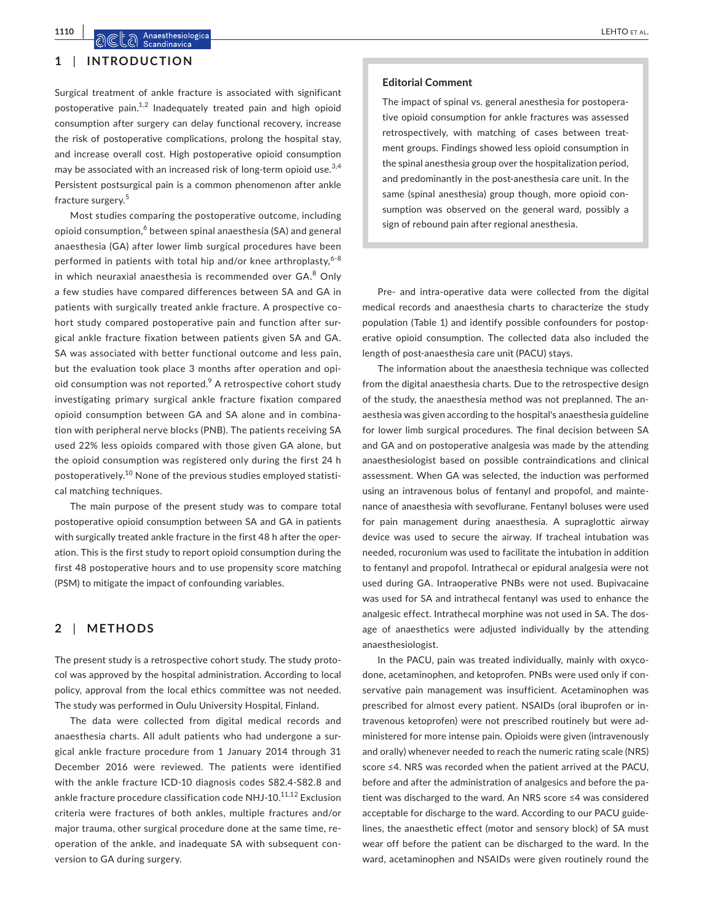## 1 | INTRODUCTION

Surgical treatment of ankle fracture is associated with significant postoperative pain.[1,2] Inadequately treated pain and high opioid consumption after surgery can delay functional recovery, increase the risk of postoperative complications, prolong the hospital stay, and increase overall cost. High postoperative opioid consumption may be associated with an increased risk of long-term opioid use.[3,4] Persistent postsurgical pain is a common phenomenon after ankle fracture surgery.[5]

Most studies comparing the postoperative outcome, including opioid consumption,[6] between spinal anaesthesia (SA) and general anaesthesia (GA) after lower limb surgical procedures have been performed in patients with total hip and/or knee arthroplasty,[6-8] in which neuraxial anaesthesia is recommended over GA.[8] Only a few studies have compared differences between SA and GA in patients with surgically treated ankle fracture. A prospective cohort study compared postoperative pain and function after surgical ankle fracture fixation between patients given SA and GA. SA was associated with better functional outcome and less pain, but the evaluation took place 3 months after operation and opioid consumption was not reported.[9] A retrospective cohort study investigating primary surgical ankle fracture fixation compared opioid consumption between GA and SA alone and in combination with peripheral nerve blocks (PNB). The patients receiving SA used 22% less opioids compared with those given GA alone, but the opioid consumption was registered only during the first 24 h postoperatively.[10] None of the previous studies employed statistical matching techniques.

The main purpose of the present study was to compare total postoperative opioid consumption between SA and GA in patients with surgically treated ankle fracture in the first 48 h after the operation. This is the first study to report opioid consumption during the first 48 postoperative hours and to use propensity score matching (PSM) to mitigate the impact of confounding variables.

> **Editorial Comment**
>
> The impact of spinal vs. general anesthesia for postoperative opioid consumption for ankle fractures was assessed retrospectively, with matching of cases between treatment groups. Findings showed less opioid consumption in the spinal anesthesia group over the hospitalization period, and predominantly in the post-anesthesia care unit. In the same (spinal anesthesia) group though, more opioid consumption was observed on the general ward, possibly a sign of rebound pain after regional anesthesia.

## 2 | METHODS

The present study is a retrospective cohort study. The study protocol was approved by the hospital administration. According to local policy, approval from the local ethics committee was not needed. The study was performed in Oulu University Hospital, Finland.

The data were collected from digital medical records and anaesthesia charts. All adult patients who had undergone a surgical ankle fracture procedure from 1 January 2014 through 31 December 2016 were reviewed. The patients were identified with the ankle fracture ICD-10 diagnosis codes S82.4-S82.8 and ankle fracture procedure classification code NHJ-10.[11,12] Exclusion criteria were fractures of both ankles, multiple fractures and/or major trauma, other surgical procedure done at the same time, reoperation of the ankle, and inadequate SA with subsequent conversion to GA during surgery.

Pre- and intra-operative data were collected from the digital medical records and anaesthesia charts to characterize the study population (Table 1) and identify possible confounders for postoperative opioid consumption. The collected data also included the length of post-anaesthesia care unit (PACU) stays.

The information about the anaesthesia technique was collected from the digital anaesthesia charts. Due to the retrospective design of the study, the anaesthesia method was not preplanned. The anaesthesia was given according to the hospital's anaesthesia guideline for lower limb surgical procedures. The final decision between SA and GA and on postoperative analgesia was made by the attending anaesthesiologist based on possible contraindications and clinical assessment. When GA was selected, the induction was performed using an intravenous bolus of fentanyl and propofol, and maintenance of anaesthesia with sevoflurane. Fentanyl boluses were used for pain management during anaesthesia. A supraglottic airway device was used to secure the airway. If tracheal intubation was needed, rocuronium was used to facilitate the intubation in addition to fentanyl and propofol. Intrathecal or epidural analgesia were not used during GA. Intraoperative PNBs were not used. Bupivacaine was used for SA and intrathecal fentanyl was used to enhance the analgesic effect. Intrathecal morphine was not used in SA. The dosage of anaesthetics were adjusted individually by the attending anaesthesiologist.

In the PACU, pain was treated individually, mainly with oxycodone, acetaminophen, and ketoprofen. PNBs were used only if conservative pain management was insufficient. Acetaminophen was prescribed for almost every patient. NSAIDs (oral ibuprofen or intravenous ketoprofen) were not prescribed routinely but were administered for more intense pain. Opioids were given (intravenously and orally) whenever needed to reach the numeric rating scale (NRS) score ≤4. NRS was recorded when the patient arrived at the PACU, before and after the administration of analgesics and before the patient was discharged to the ward. An NRS score ≤4 was considered acceptable for discharge to the ward. According to our PACU guidelines, the anaesthetic effect (motor and sensory block) of SA must wear off before the patient can be discharged to the ward. In the ward, acetaminophen and NSAIDs were given routinely round the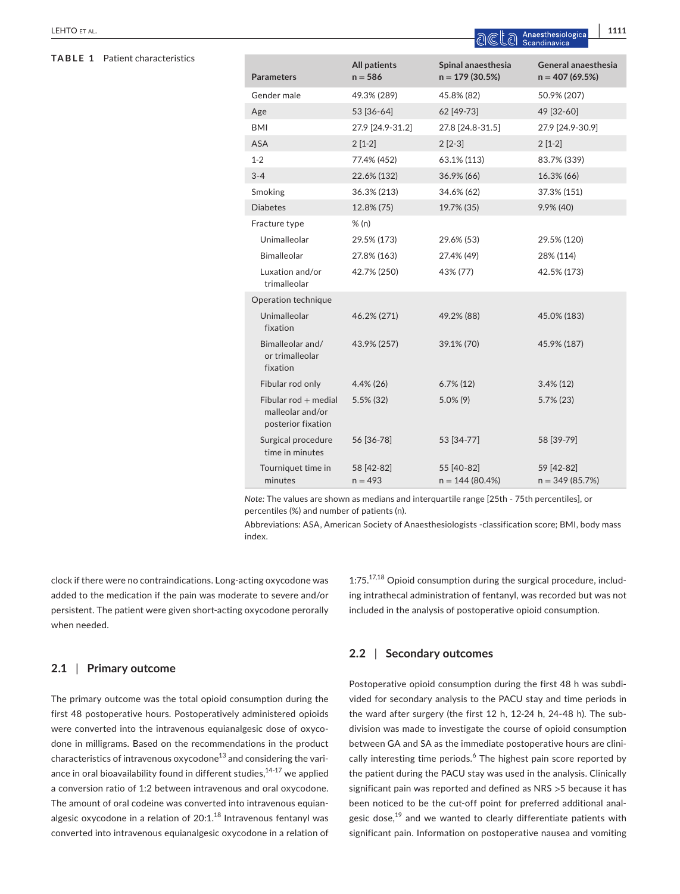**TABLE 1** Patient characteristics

| Parameters | All patients n = 586 | Spinal anaesthesia n = 179 (30.5%) | General anaesthesia n = 407 (69.5%) |
|---|---|---|---|
| Gender male | 49.3% (289) | 45.8% (82) | 50.9% (207) |
| Age | 53 [36-64] | 62 [49-73] | 49 [32-60] |
| BMI | 27.9 [24.9-31.2] | 27.8 [24.8-31.5] | 27.9 [24.9-30.9] |
| ASA | 2 [1-2] | 2 [2-3] | 2 [1-2] |
| 1-2 | 77.4% (452) | 63.1% (113) | 83.7% (339) |
| 3-4 | 22.6% (132) | 36.9% (66) | 16.3% (66) |
| Smoking | 36.3% (213) | 34.6% (62) | 37.3% (151) |
| Diabetes | 12.8% (75) | 19.7% (35) | 9.9% (40) |
| Fracture type | % (n) | | |
| Unimalleolar | 29.5% (173) | 29.6% (53) | 29.5% (120) |
| Bimalleolar | 27.8% (163) | 27.4% (49) | 28% (114) |
| Luxation and/or trimalleolar | 42.7% (250) | 43% (77) | 42.5% (173) |
| Operation technique | | | |
| Unimalleolar fixation | 46.2% (271) | 49.2% (88) | 45.0% (183) |
| Bimalleolar and/ or trimalleolar fixation | 43.9% (257) | 39.1% (70) | 45.9% (187) |
| Fibular rod only | 4.4% (26) | 6.7% (12) | 3.4% (12) |
| Fibular rod + medial malleolar and/or posterior fixation | 5.5% (32) | 5.0% (9) | 5.7% (23) |
| Surgical procedure time in minutes | 56 [36-78] | 53 [34-77] | 58 [39-79] |
| Tourniquet time in minutes | 58 [42-82] n = 493 | 55 [40-82] n = 144 (80.4%) | 59 [42-82] n = 349 (85.7%) |

*Note:* The values are shown as medians and interquartile range [25th - 75th percentiles], or percentiles (%) and number of patients (n).

Abbreviations: ASA, American Society of Anaesthesiologists -classification score; BMI, body mass index.

clock if there were no contraindications. Long-acting oxycodone was added to the medication if the pain was moderate to severe and/or persistent. The patient were given short-acting oxycodone perorally when needed.

## 2.1 | Primary outcome

The primary outcome was the total opioid consumption during the first 48 postoperative hours. Postoperatively administered opioids were converted into the intravenous equianalgesic dose of oxycodone in milligrams. Based on the recommendations in the product characteristics of intravenous oxycodone[13] and considering the variance in oral bioavailability found in different studies,[14-17] we applied a conversion ratio of 1:2 between intravenous and oral oxycodone. The amount of oral codeine was converted into intravenous equianalgesic oxycodone in a relation of 20:1.[18] Intravenous fentanyl was converted into intravenous equianalgesic oxycodone in a relation of 1:75.[17,18] Opioid consumption during the surgical procedure, including intrathecal administration of fentanyl, was recorded but was not included in the analysis of postoperative opioid consumption.

## 2.2 | Secondary outcomes

Postoperative opioid consumption during the first 48 h was subdivided for secondary analysis to the PACU stay and time periods in the ward after surgery (the first 12 h, 12-24 h, 24-48 h). The subdivision was made to investigate the course of opioid consumption between GA and SA as the immediate postoperative hours are clinically interesting time periods.[6] The highest pain score reported by the patient during the PACU stay was used in the analysis. Clinically significant pain was reported and defined as NRS >5 because it has been noticed to be the cut-off point for preferred additional analgesic dose,[19] and we wanted to clearly differentiate patients with significant pain. Information on postoperative nausea and vomiting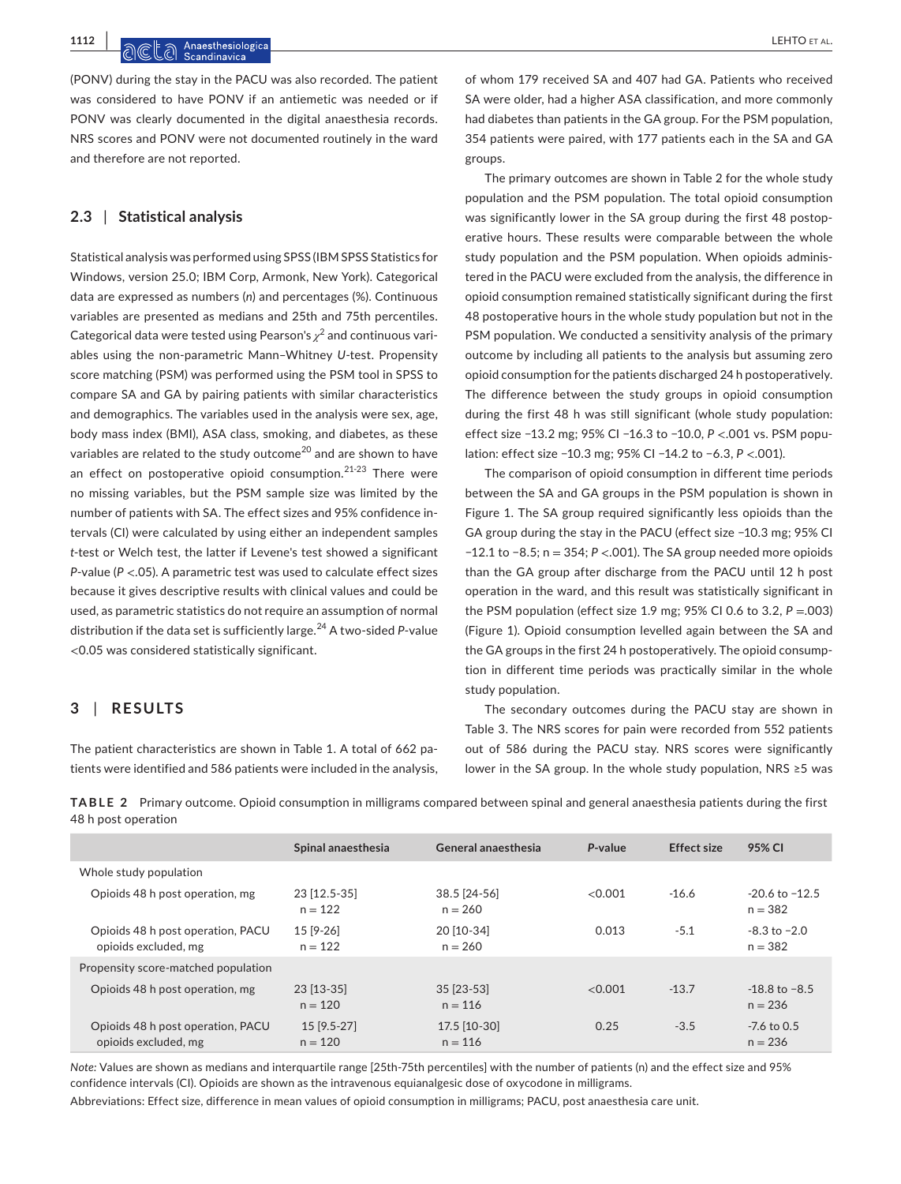(PONV) during the stay in the PACU was also recorded. The patient was considered to have PONV if an antiemetic was needed or if PONV was clearly documented in the digital anaesthesia records. NRS scores and PONV were not documented routinely in the ward and therefore are not reported.

### 2.3 | Statistical analysis

Statistical analysis was performed using SPSS (IBM SPSS Statistics for Windows, version 25.0; IBM Corp, Armonk, New York). Categorical data are expressed as numbers (*n*) and percentages (%). Continuous variables are presented as medians and 25th and 75th percentiles. Categorical data were tested using Pearson's $\chi^2$ and continuous variables using the non-parametric Mann–Whitney *U*-test. Propensity score matching (PSM) was performed using the PSM tool in SPSS to compare SA and GA by pairing patients with similar characteristics and demographics. The variables used in the analysis were sex, age, body mass index (BMI), ASA class, smoking, and diabetes, as these variables are related to the study outcome[20] and are shown to have an effect on postoperative opioid consumption.[21-23] There were no missing variables, but the PSM sample size was limited by the number of patients with SA. The effect sizes and 95% confidence intervals (CI) were calculated by using either an independent samples *t*-test or Welch test, the latter if Levene's test showed a significant *P*-value ($P < .05$). A parametric test was used to calculate effect sizes because it gives descriptive results with clinical values and could be used, as parametric statistics do not require an assumption of normal distribution if the data set is sufficiently large.[24] A two-sided *P*-value <0.05 was considered statistically significant.

## 3 | RESULTS

The patient characteristics are shown in Table 1. A total of 662 patients were identified and 586 patients were included in the analysis, of whom 179 received SA and 407 had GA. Patients who received SA were older, had a higher ASA classification, and more commonly had diabetes than patients in the GA group. For the PSM population, 354 patients were paired, with 177 patients each in the SA and GA groups.

The primary outcomes are shown in Table 2 for the whole study population and the PSM population. The total opioid consumption was significantly lower in the SA group during the first 48 postoperative hours. These results were comparable between the whole study population and the PSM population. When opioids administered in the PACU were excluded from the analysis, the difference in opioid consumption remained statistically significant during the first 48 postoperative hours in the whole study population but not in the PSM population. We conducted a sensitivity analysis of the primary outcome by including all patients to the analysis but assuming zero opioid consumption for the patients discharged 24 h postoperatively. The difference between the study groups in opioid consumption during the first 48 h was still significant (whole study population: effect size −13.2 mg; 95% CI −16.3 to −10.0, $P < .001$ vs. PSM population: effect size −10.3 mg; 95% CI −14.2 to −6.3, $P < .001$).

The comparison of opioid consumption in different time periods between the SA and GA groups in the PSM population is shown in Figure 1. The SA group required significantly less opioids than the GA group during the stay in the PACU (effect size −10.3 mg; 95% CI −12.1 to −8.5; n = 354; $P < .001$). The SA group needed more opioids than the GA group after discharge from the PACU until 12 h post operation in the ward, and this result was statistically significant in the PSM population (effect size 1.9 mg; 95% CI 0.6 to 3.2, $P = .003$) (Figure 1). Opioid consumption levelled again between the SA and the GA groups in the first 24 h postoperatively. The opioid consumption in different time periods was practically similar in the whole study population.

The secondary outcomes during the PACU stay are shown in Table 3. The NRS scores for pain were recorded from 552 patients out of 586 during the PACU stay. NRS scores were significantly lower in the SA group. In the whole study population, NRS ≥5 was

**TABLE 2** Primary outcome. Opioid consumption in milligrams compared between spinal and general anaesthesia patients during the first 48 h post operation

| | Spinal anaesthesia | General anaesthesia | *P*-value | Effect size | 95% CI |
|---|---|---|---|---|---|
| Whole study population | | | | | |
| Opioids 48 h post operation, mg | 23 [12.5-35] n = 122 | 38.5 [24-56] n = 260 | <0.001 | -16.6 | -20.6 to −12.5 n = 382 |
| Opioids 48 h post operation, PACU opioids excluded, mg | 15 [9-26] n = 122 | 20 [10-34] n = 260 | 0.013 | -5.1 | -8.3 to −2.0 n = 382 |
| Propensity score-matched population | | | | | |
| Opioids 48 h post operation, mg | 23 [13-35] n = 120 | 35 [23-53] n = 116 | <0.001 | -13.7 | -18.8 to −8.5 n = 236 |
| Opioids 48 h post operation, PACU opioids excluded, mg | 15 [9.5-27] n = 120 | 17.5 [10-30] n = 116 | 0.25 | -3.5 | -7.6 to 0.5 n = 236 |

*Note:* Values are shown as medians and interquartile range [25th-75th percentiles] with the number of patients (n) and the effect size and 95% confidence intervals (CI). Opioids are shown as the intravenous equianalgesic dose of oxycodone in milligrams.

Abbreviations: Effect size, difference in mean values of opioid consumption in milligrams; PACU, post anaesthesia care unit.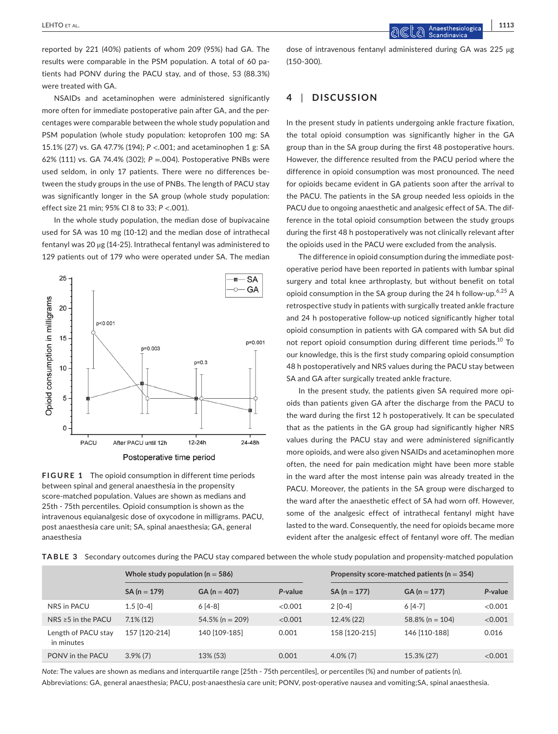reported by 221 (40%) patients of whom 209 (95%) had GA. The results were comparable in the PSM population. A total of 60 patients had PONV during the PACU stay, and of those, 53 (88.3%) were treated with GA.

NSAIDs and acetaminophen were administered significantly more often for immediate postoperative pain after GA, and the percentages were comparable between the whole study population and PSM population (whole study population: ketoprofen 100 mg: SA 15.1% (27) vs. GA 47.7% (194); $P < .001$; and acetaminophen 1 g: SA 62% (111) vs. GA 74.4% (302); $P = .004$). Postoperative PNBs were used seldom, in only 17 patients. There were no differences between the study groups in the use of PNBs. The length of PACU stay was significantly longer in the SA group (whole study population: effect size 21 min; 95% CI 8 to 33; $P < .001$).

In the whole study population, the median dose of bupivacaine used for SA was 10 mg (10-12) and the median dose of intrathecal fentanyl was 20 μg (14-25). Intrathecal fentanyl was administered to 129 patients out of 179 who were operated under SA. The median dose of intravenous fentanyl administered during GA was 225 μg (150-300).

**FIGURE 1** The opioid consumption in different time periods between spinal and general anaesthesia in the propensity score-matched population. Values are shown as medians and 25th - 75th percentiles. Opioid consumption is shown as the intravenous equianalgesic dose of oxycodone in milligrams. PACU, post anaesthesia care unit; SA, spinal anaesthesia; GA, general anaesthesia

## 4 | DISCUSSION

In the present study in patients undergoing ankle fracture fixation, the total opioid consumption was significantly higher in the GA group than in the SA group during the first 48 postoperative hours. However, the difference resulted from the PACU period where the difference in opioid consumption was most pronounced. The need for opioids became evident in GA patients soon after the arrival to the PACU. The patients in the SA group needed less opioids in the PACU due to ongoing anaesthetic and analgesic effect of SA. The difference in the total opioid consumption between the study groups during the first 48 h postoperatively was not clinically relevant after the opioids used in the PACU were excluded from the analysis.

The difference in opioid consumption during the immediate postoperative period have been reported in patients with lumbar spinal surgery and total knee arthroplasty, but without benefit on total opioid consumption in the SA group during the 24 h follow-up.[6,25] A retrospective study in patients with surgically treated ankle fracture and 24 h postoperative follow-up noticed significantly higher total opioid consumption in patients with GA compared with SA but did not report opioid consumption during different time periods.[10] To our knowledge, this is the first study comparing opioid consumption 48 h postoperatively and NRS values during the PACU stay between SA and GA after surgically treated ankle fracture.

In the present study, the patients given SA required more opioids than patients given GA after the discharge from the PACU to the ward during the first 12 h postoperatively. It can be speculated that as the patients in the GA group had significantly higher NRS values during the PACU stay and were administered significantly more opioids, and were also given NSAIDs and acetaminophen more often, the need for pain medication might have been more stable in the ward after the most intense pain was already treated in the PACU. Moreover, the patients in the SA group were discharged to the ward after the anaesthetic effect of SA had worn off. However, some of the analgesic effect of intrathecal fentanyl might have lasted to the ward. Consequently, the need for opioids became more evident after the analgesic effect of fentanyl wore off. The median

**TABLE 3** Secondary outcomes during the PACU stay compared between the whole study population and propensity-matched population

| | Whole study population (n = 586) | | | Propensity score-matched patients (n = 354) | | |
|---|---|---|---|---|---|---|
| | SA (n = 179) | GA (n = 407) | *P*-value | SA (n = 177) | GA (n = 177) | *P*-value |
| NRS in PACU | 1.5 [0-4] | 6 [4-8] | <0.001 | 2 [0-4] | 6 [4-7] | <0.001 |
| NRS ≥5 in the PACU | 7.1% (12) | 54.5% (n = 209) | <0.001 | 12.4% (22) | 58.8% (n = 104) | <0.001 |
| Length of PACU stay in minutes | 157 [120-214] | 140 [109-185] | 0.001 | 158 [120-215] | 146 [110-188] | 0.016 |
| PONV in the PACU | 3.9% (7) | 13% (53) | 0.001 | 4.0% (7) | 15.3% (27) | <0.001 |

*Note:* The values are shown as medians and interquartile range [25th - 75th percentiles], or percentiles (%) and number of patients (n).

Abbreviations: GA, general anaesthesia; PACU, post-anaesthesia care unit; PONV, post-operative nausea and vomiting;SA, spinal anaesthesia.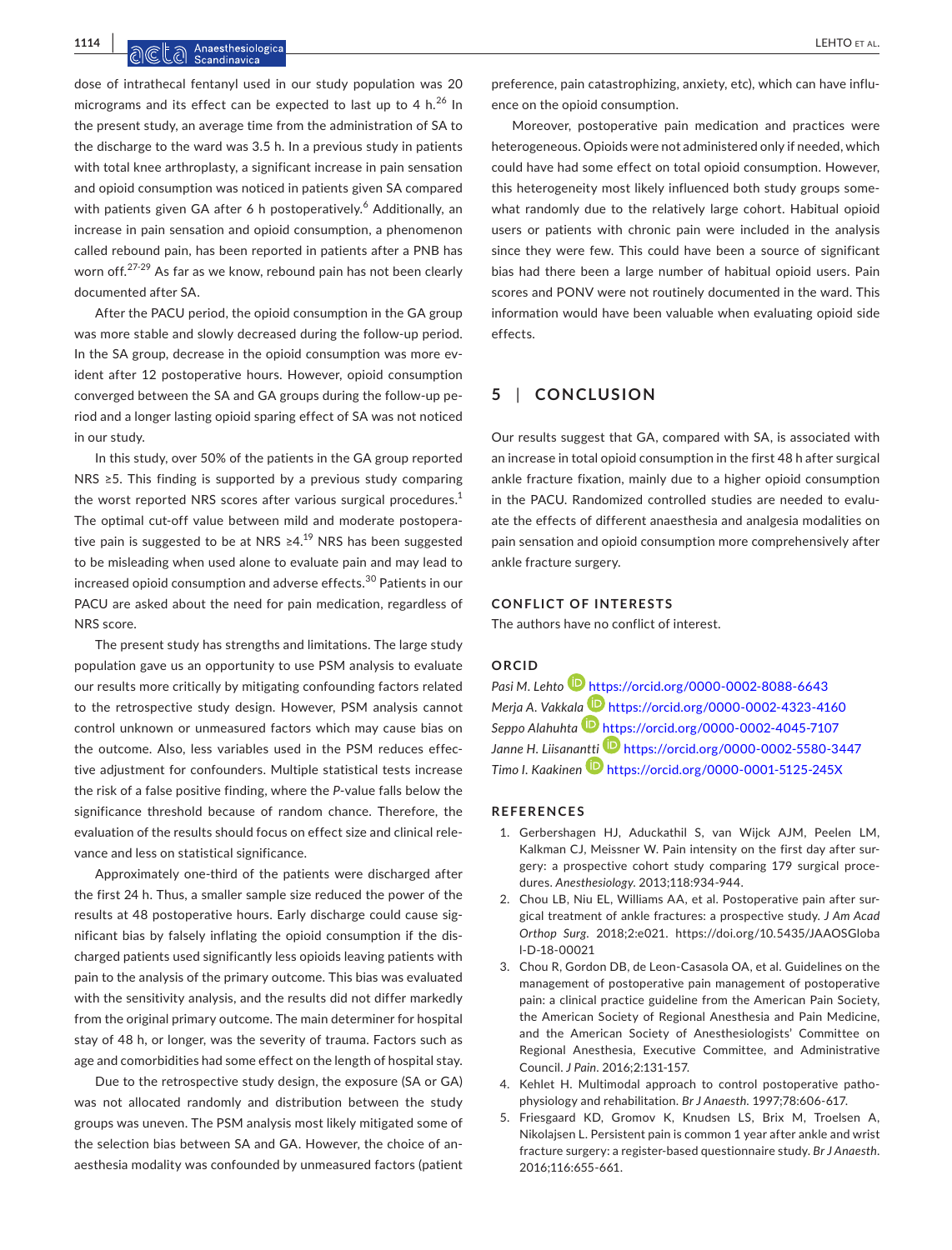dose of intrathecal fentanyl used in our study population was 20 micrograms and its effect can be expected to last up to 4 h.[26] In the present study, an average time from the administration of SA to the discharge to the ward was 3.5 h. In a previous study in patients with total knee arthroplasty, a significant increase in pain sensation and opioid consumption was noticed in patients given SA compared with patients given GA after 6 h postoperatively.[6] Additionally, an increase in pain sensation and opioid consumption, a phenomenon called rebound pain, has been reported in patients after a PNB has worn off.[27-29] As far as we know, rebound pain has not been clearly documented after SA.

After the PACU period, the opioid consumption in the GA group was more stable and slowly decreased during the follow-up period. In the SA group, decrease in the opioid consumption was more evident after 12 postoperative hours. However, opioid consumption converged between the SA and GA groups during the follow-up period and a longer lasting opioid sparing effect of SA was not noticed in our study.

In this study, over 50% of the patients in the GA group reported NRS ≥5. This finding is supported by a previous study comparing the worst reported NRS scores after various surgical procedures.[1] The optimal cut-off value between mild and moderate postoperative pain is suggested to be at NRS ≥4.[19] NRS has been suggested to be misleading when used alone to evaluate pain and may lead to increased opioid consumption and adverse effects.[30] Patients in our PACU are asked about the need for pain medication, regardless of NRS score.

The present study has strengths and limitations. The large study population gave us an opportunity to use PSM analysis to evaluate our results more critically by mitigating confounding factors related to the retrospective study design. However, PSM analysis cannot control unknown or unmeasured factors which may cause bias on the outcome. Also, less variables used in the PSM reduces effective adjustment for confounders. Multiple statistical tests increase the risk of a false positive finding, where the *P*-value falls below the significance threshold because of random chance. Therefore, the evaluation of the results should focus on effect size and clinical relevance and less on statistical significance.

Approximately one-third of the patients were discharged after the first 24 h. Thus, a smaller sample size reduced the power of the results at 48 postoperative hours. Early discharge could cause significant bias by falsely inflating the opioid consumption if the discharged patients used significantly less opioids leaving patients with pain to the analysis of the primary outcome. This bias was evaluated with the sensitivity analysis, and the results did not differ markedly from the original primary outcome. The main determiner for hospital stay of 48 h, or longer, was the severity of trauma. Factors such as age and comorbidities had some effect on the length of hospital stay.

Due to the retrospective study design, the exposure (SA or GA) was not allocated randomly and distribution between the study groups was uneven. The PSM analysis most likely mitigated some of the selection bias between SA and GA. However, the choice of anaesthesia modality was confounded by unmeasured factors (patient preference, pain catastrophizing, anxiety, etc), which can have influence on the opioid consumption.

Moreover, postoperative pain medication and practices were heterogeneous. Opioids were not administered only if needed, which could have had some effect on total opioid consumption. However, this heterogeneity most likely influenced both study groups somewhat randomly due to the relatively large cohort. Habitual opioid users or patients with chronic pain were included in the analysis since they were few. This could have been a source of significant bias had there been a large number of habitual opioid users. Pain scores and PONV were not routinely documented in the ward. This information would have been valuable when evaluating opioid side effects.

## 5 | CONCLUSION

Our results suggest that GA, compared with SA, is associated with an increase in total opioid consumption in the first 48 h after surgical ankle fracture fixation, mainly due to a higher opioid consumption in the PACU. Randomized controlled studies are needed to evaluate the effects of different anaesthesia and analgesia modalities on pain sensation and opioid consumption more comprehensively after ankle fracture surgery.

### CONFLICT OF INTERESTS

The authors have no conflict of interest.

### ORCID

*Pasi M. Lehto* https://orcid.org/0000-0002-8088-6643
*Merja A. Vakkala* https://orcid.org/0000-0002-4323-4160
*Seppo Alahuhta* https://orcid.org/0000-0002-4045-7107
*Janne H. Liisanantti* https://orcid.org/0000-0002-5580-3447
*Timo I. Kaakinen* https://orcid.org/0000-0001-5125-245X

### REFERENCES

1. Gerbershagen HJ, Aduckathil S, van Wijck AJM, Peelen LM, Kalkman CJ, Meissner W. Pain intensity on the first day after surgery: a prospective cohort study comparing 179 surgical procedures. *Anesthesiology*. 2013;118:934-944.
2. Chou LB, Niu EL, Williams AA, et al. Postoperative pain after surgical treatment of ankle fractures: a prospective study. *J Am Acad Orthop Surg*. 2018;2:e021. https://doi.org/10.5435/JAAOSGlobal-D-18-00021
3. Chou R, Gordon DB, de Leon-Casasola OA, et al. Guidelines on the management of postoperative pain management of postoperative pain: a clinical practice guideline from the American Pain Society, the American Society of Regional Anesthesia and Pain Medicine, and the American Society of Anesthesiologists' Committee on Regional Anesthesia, Executive Committee, and Administrative Council. *J Pain*. 2016;2:131-157.
4. Kehlet H. Multimodal approach to control postoperative pathophysiology and rehabilitation. *Br J Anaesth*. 1997;78:606-617.
5. Friesgaard KD, Gromov K, Knudsen LS, Brix M, Troelsen A, Nikolajsen L. Persistent pain is common 1 year after ankle and wrist fracture surgery: a register-based questionnaire study. *Br J Anaesth*. 2016;116:655-661.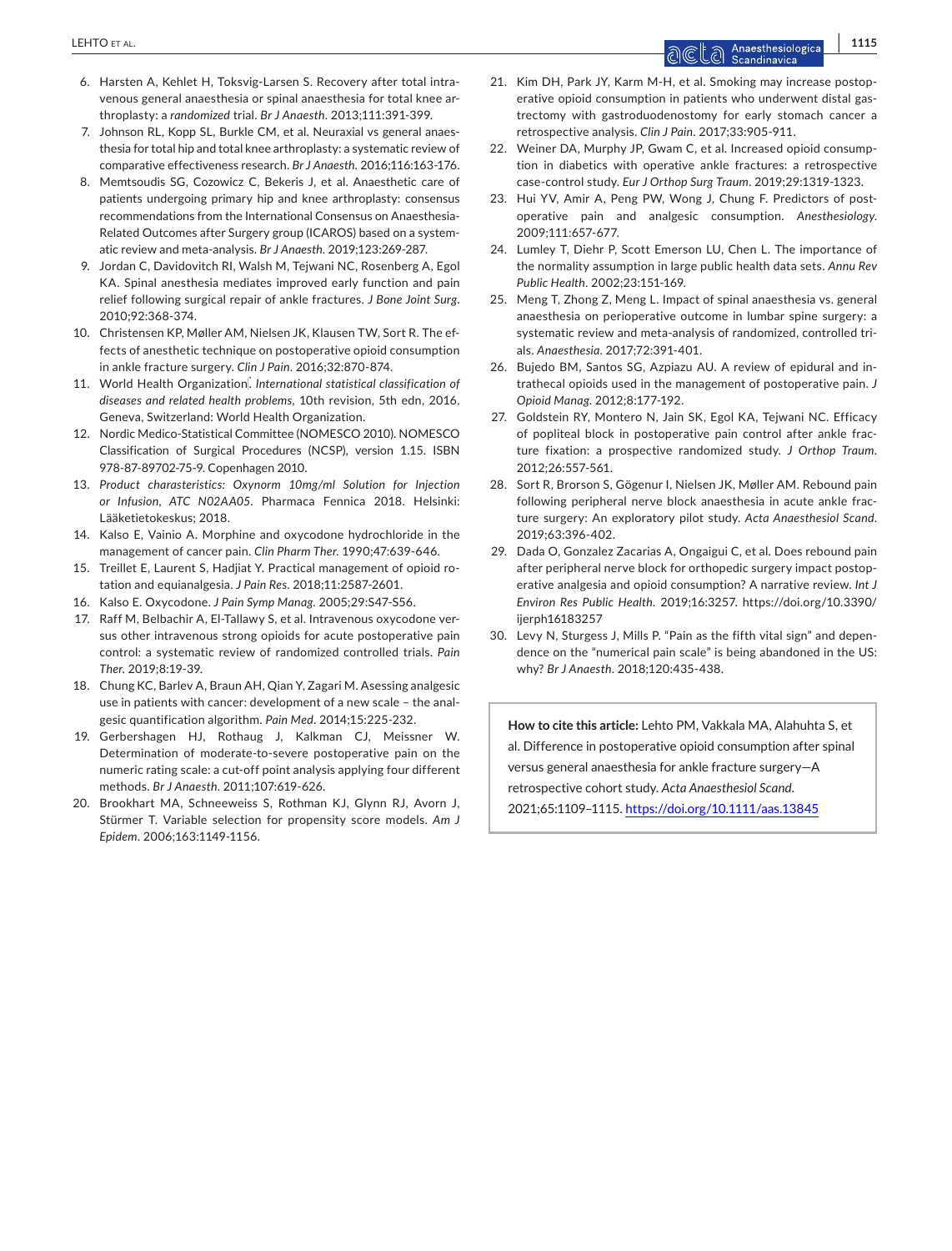6. Harsten A, Kehlet H, Toksvig-Larsen S. Recovery after total intravenous general anaesthesia or spinal anaesthesia for total knee arthroplasty: a *randomized* trial. *Br J Anaesth*. 2013;111:391-399.
7. Johnson RL, Kopp SL, Burkle CM, et al. Neuraxial vs general anaesthesia for total hip and total knee arthroplasty: a systematic review of comparative effectiveness research. *Br J Anaesth*. 2016;116:163-176.
8. Memtsoudis SG, Cozowicz C, Bekeris J, et al. Anaesthetic care of patients undergoing primary hip and knee arthroplasty: consensus recommendations from the International Consensus on Anaesthesia-Related Outcomes after Surgery group (ICAROS) based on a systematic review and meta-analysis. *Br J Anaesth*. 2019;123:269-287.
9. Jordan C, Davidovitch RI, Walsh M, Tejwani NC, Rosenberg A, Egol KA. Spinal anesthesia mediates improved early function and pain relief following surgical repair of ankle fractures. *J Bone Joint Surg*. 2010;92:368-374.
10. Christensen KP, Møller AM, Nielsen JK, Klausen TW, Sort R. The effects of anesthetic technique on postoperative opioid consumption in ankle fracture surgery. *Clin J Pain*. 2016;32:870-874.
11. World Health Organization. *International statistical classification of diseases and related health problems*, 10th revision, 5th edn, 2016. Geneva, Switzerland: World Health Organization.
12. Nordic Medico-Statistical Committee (NOMESCO 2010). NOMESCO Classification of Surgical Procedures (NCSP), version 1.15. ISBN 978-87-89702-75-9. Copenhagen 2010.
13. *Product charasteristics: Oxynorm 10mg/ml Solution for Injection or Infusion, ATC N02AA05*. Pharmaca Fennica 2018. Helsinki: Lääketietokeskus; 2018.
14. Kalso E, Vainio A. Morphine and oxycodone hydrochloride in the management of cancer pain. *Clin Pharm Ther*. 1990;47:639-646.
15. Treillet E, Laurent S, Hadjiat Y. Practical management of opioid rotation and equianalgesia. *J Pain Res*. 2018;11:2587-2601.
16. Kalso E. Oxycodone. *J Pain Symp Manag*. 2005;29:S47-S56.
17. Raff M, Belbachir A, El-Tallawy S, et al. Intravenous oxycodone versus other intravenous strong opioids for acute postoperative pain control: a systematic review of randomized controlled trials. *Pain Ther*. 2019;8:19-39.
18. Chung KC, Barlev A, Braun AH, Qian Y, Zagari M. Asessing analgesic use in patients with cancer: development of a new scale – the analgesic quantification algorithm. *Pain Med*. 2014;15:225-232.
19. Gerbershagen HJ, Rothaug J, Kalkman CJ, Meissner W. Determination of moderate-to-severe postoperative pain on the numeric rating scale: a cut-off point analysis applying four different methods. *Br J Anaesth*. 2011;107:619-626.
20. Brookhart MA, Schneeweiss S, Rothman KJ, Glynn RJ, Avorn J, Stürmer T. Variable selection for propensity score models. *Am J Epidem*. 2006;163:1149-1156.
21. Kim DH, Park JY, Karm M-H, et al. Smoking may increase postoperative opioid consumption in patients who underwent distal gastrectomy with gastroduodenostomy for early stomach cancer a retrospective analysis. *Clin J Pain*. 2017;33:905-911.
22. Weiner DA, Murphy JP, Gwam C, et al. Increased opioid consumption in diabetics with operative ankle fractures: a retrospective case-control study. *Eur J Orthop Surg Traum*. 2019;29:1319-1323.
23. Hui YV, Amir A, Peng PW, Wong J, Chung F. Predictors of postoperative pain and analgesic consumption. *Anesthesiology*. 2009;111:657-677.
24. Lumley T, Diehr P, Scott Emerson LU, Chen L. The importance of the normality assumption in large public health data sets. *Annu Rev Public Health*. 2002;23:151-169.
25. Meng T, Zhong Z, Meng L. Impact of spinal anaesthesia vs. general anaesthesia on perioperative outcome in lumbar spine surgery: a systematic review and meta-analysis of randomized, controlled trials. *Anaesthesia*. 2017;72:391-401.
26. Bujedo BM, Santos SG, Azpiazu AU. A review of epidural and intrathecal opioids used in the management of postoperative pain. *J Opioid Manag*. 2012;8:177-192.
27. Goldstein RY, Montero N, Jain SK, Egol KA, Tejwani NC. Efficacy of popliteal block in postoperative pain control after ankle fracture fixation: a prospective randomized study. *J Orthop Traum*. 2012;26:557-561.
28. Sort R, Brorson S, Gögenur I, Nielsen JK, Møller AM. Rebound pain following peripheral nerve block anaesthesia in acute ankle fracture surgery: An exploratory pilot study. *Acta Anaesthesiol Scand*. 2019;63:396-402.
29. Dada O, Gonzalez Zacarias A, Ongaigui C, et al. Does rebound pain after peripheral nerve block for orthopedic surgery impact postoperative analgesia and opioid consumption? A narrative review. *Int J Environ Res Public Health*. 2019;16:3257. https://doi.org/10.3390/ijerph16183257
30. Levy N, Sturgess J, Mills P. "Pain as the fifth vital sign" and dependence on the "numerical pain scale" is being abandoned in the US: why? *Br J Anaesth*. 2018;120:435-438.

**How to cite this article:** Lehto PM, Vakkala MA, Alahuhta S, et al. Difference in postoperative opioid consumption after spinal versus general anaesthesia for ankle fracture surgery—A retrospective cohort study. *Acta Anaesthesiol Scand*. 2021;65:1109–1115. https://doi.org/10.1111/aas.13845